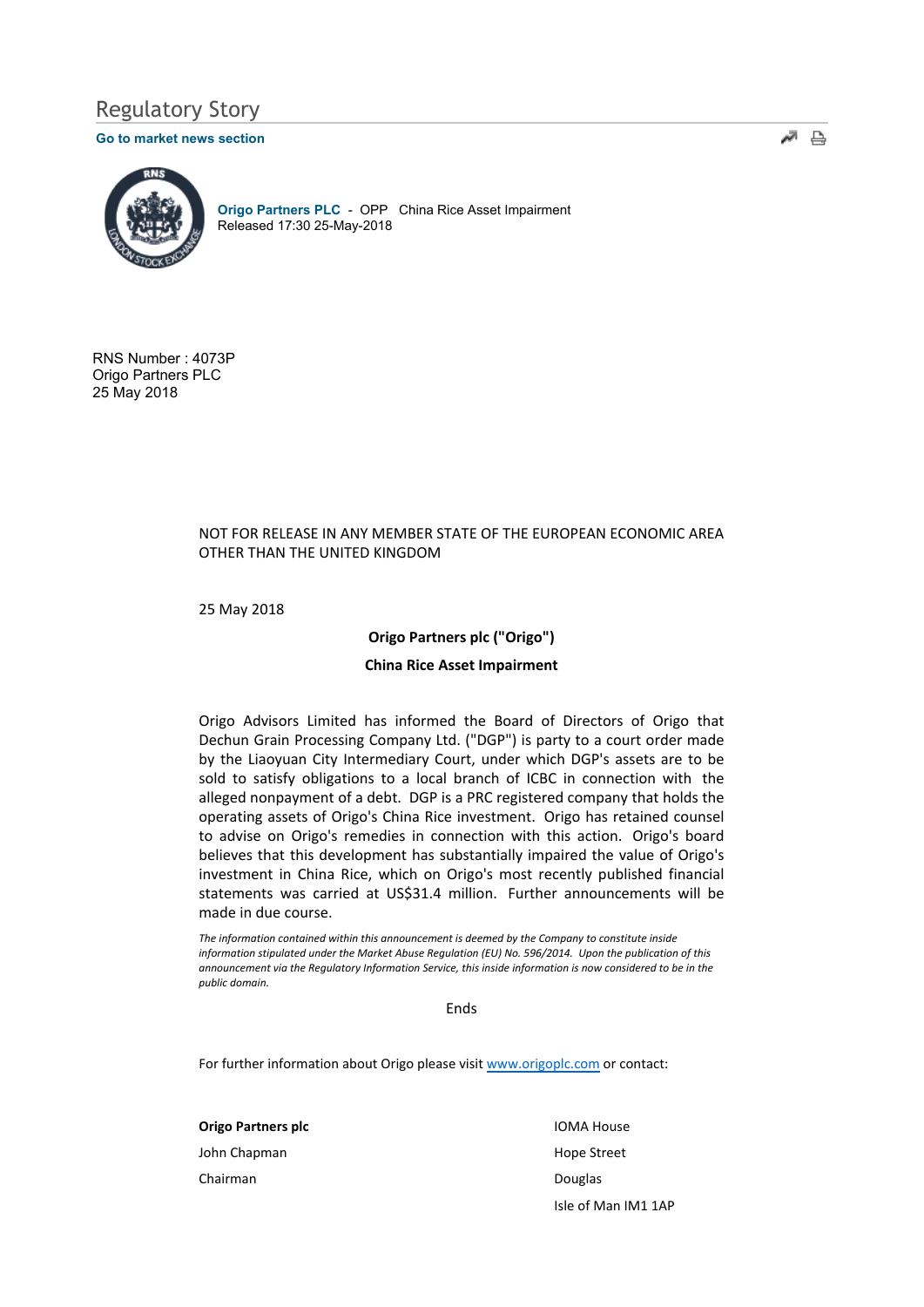# Regulatory Story

**Go to market news section**

**Origo Partners PLC** - OPP China Rice Asset Impairment
Released 17:30 25-May-2018

RNS Number : 4073P
Origo Partners PLC
25 May 2018

NOT FOR RELEASE IN ANY MEMBER STATE OF THE EUROPEAN ECONOMIC AREA OTHER THAN THE UNITED KINGDOM

25 May 2018

**Origo Partners plc ("Origo")**

**China Rice Asset Impairment**

Origo Advisors Limited has informed the Board of Directors of Origo that Dechun Grain Processing Company Ltd. ("DGP") is party to a court order made by the Liaoyuan City Intermediary Court, under which DGP's assets are to be sold to satisfy obligations to a local branch of ICBC in connection with the alleged nonpayment of a debt. DGP is a PRC registered company that holds the operating assets of Origo's China Rice investment. Origo has retained counsel to advise on Origo's remedies in connection with this action. Origo's board believes that this development has substantially impaired the value of Origo's investment in China Rice, which on Origo's most recently published financial statements was carried at US$31.4 million. Further announcements will be made in due course.

*The information contained within this announcement is deemed by the Company to constitute inside information stipulated under the Market Abuse Regulation (EU) No. 596/2014. Upon the publication of this announcement via the Regulatory Information Service, this inside information is now considered to be in the public domain.*

Ends

For further information about Origo please visit www.origoplc.com or contact:

**Origo Partners plc**
John Chapman
Chairman

IOMA House
Hope Street
Douglas
Isle of Man IM1 1AP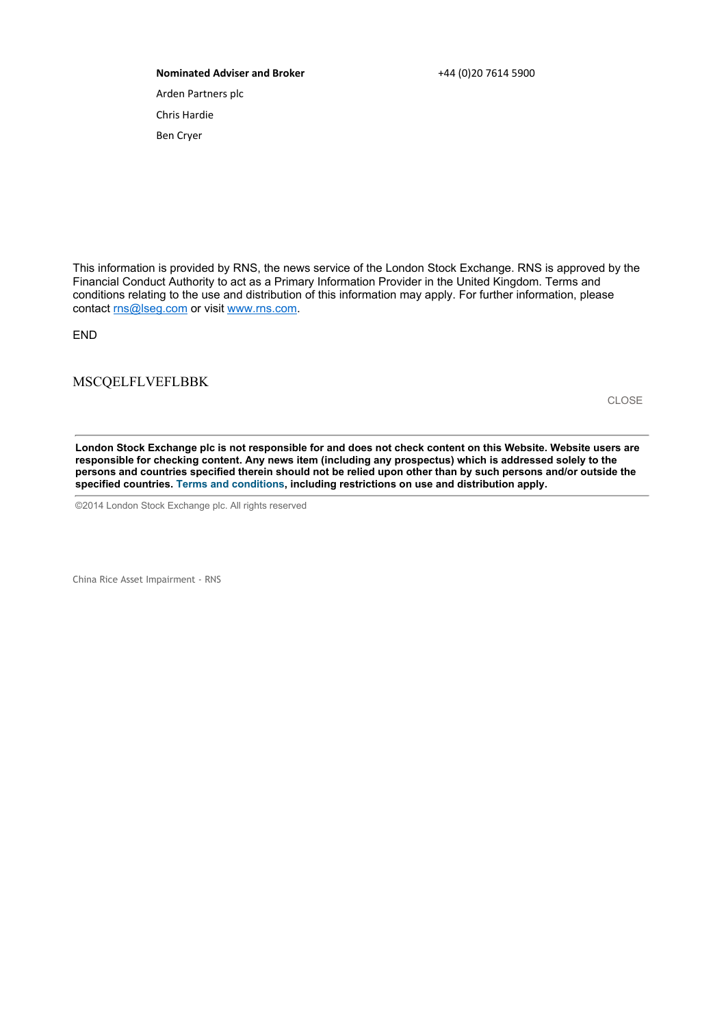**Nominated Adviser and Broker** +44 (0)20 7614 5900

Arden Partners plc

Chris Hardie

Ben Cryer

This information is provided by RNS, the news service of the London Stock Exchange. RNS is approved by the Financial Conduct Authority to act as a Primary Information Provider in the United Kingdom. Terms and conditions relating to the use and distribution of this information may apply. For further information, please contact rns@lseg.com or visit www.rns.com.

END

MSCQELFLVEFLBBK

CLOSE

**London Stock Exchange plc is not responsible for and does not check content on this Website. Website users are responsible for checking content. Any news item (including any prospectus) which is addressed solely to the persons and countries specified therein should not be relied upon other than by such persons and/or outside the specified countries. Terms and conditions, including restrictions on use and distribution apply.**

©2014 London Stock Exchange plc. All rights reserved